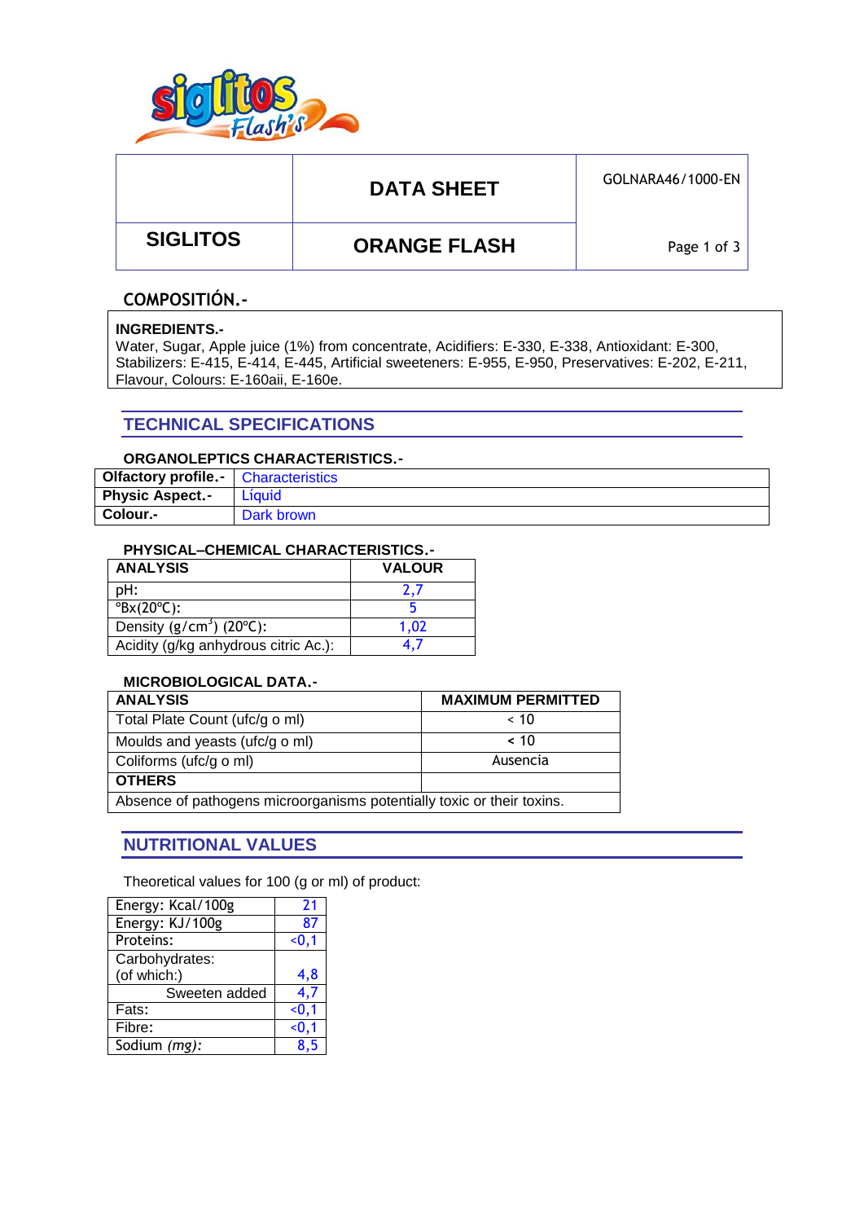| | DATA SHEET | GOLNARA46/1000-EN |
|---|---|---|
| SIGLITOS | ORANGE FLASH | |

## COMPOSITIÓN.-

**INGREDIENTS.-**
Water, Sugar, Apple juice (1%) from concentrate, Acidifiers: E-330, E-338, Antioxidant: E-300, Stabilizers: E-415, E-414, E-445, Artificial sweeteners: E-955, E-950, Preservatives: E-202, E-211, Flavour, Colours: E-160aii, E-160e.

## TECHNICAL SPECIFICATIONS

### ORGANOLEPTICS CHARACTERISTICS.-

| | |
|---|---|
| **Olfactory profile.-** | Characteristics |
| **Physic Aspect.-** | Líquid |
| **Colour.-** | Dark brown |

### PHYSICAL–CHEMICAL CHARACTERISTICS.-

| ANALYSIS | VALOUR |
|---|---|
| pH: | 2,7 |
| °Bx(20°C): | 5 |
| Density ($g/cm^3$) (20°C): | 1,02 |
| Acidity (g/kg anhydrous citric Ac.): | 4,7 |

### MICROBIOLOGICAL DATA.-

| ANALYSIS | MAXIMUM PERMITTED |
|---|---|
| Total Plate Count (ufc/g o ml) | < 10 |
| Moulds and yeasts (ufc/g o ml) | < 10 |
| Coliforms (ufc/g o ml) | Ausencia |
| **OTHERS** | |
| Absence of pathogens microorganisms potentially toxic or their toxins. | |

## NUTRITIONAL VALUES

Theoretical values for 100 (g or ml) of product:

| | |
|---|---|
| Energy: Kcal/100g | 21 |
| Energy: KJ/100g | 87 |
| Proteins: | <0,1 |
| Carbohydrates: (of which:) | 4,8 |
| Sweeten added | 4,7 |
| Fats: | <0,1 |
| Fibre: | <0,1 |
| Sodium *(mg)*: | 8,5 |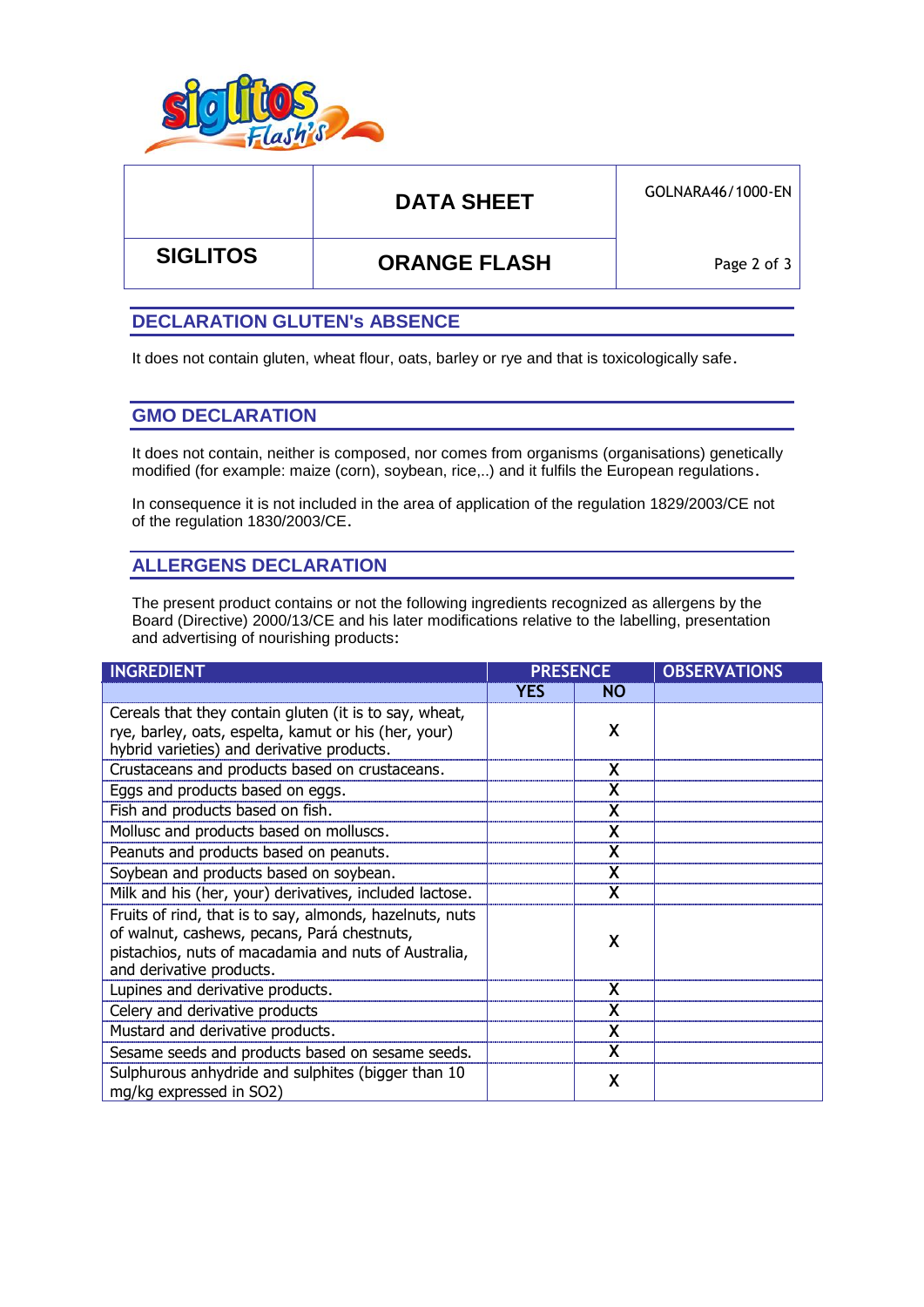| | DATA SHEET | GOLNARA46/1000-EN |
|---|---|---|
| SIGLITOS | ORANGE FLASH | |

## DECLARATION GLUTEN's ABSENCE

It does not contain gluten, wheat flour, oats, barley or rye and that is toxicologically safe.

## GMO DECLARATION

It does not contain, neither is composed, nor comes from organisms (organisations) genetically modified (for example: maize (corn), soybean, rice,..) and it fulfils the European regulations.

In consequence it is not included in the area of application of the regulation 1829/2003/CE not of the regulation 1830/2003/CE.

## ALLERGENS DECLARATION

The present product contains or not the following ingredients recognized as allergens by the Board (Directive) 2000/13/CE and his later modifications relative to the labelling, presentation and advertising of nourishing products:

| INGREDIENT | PRESENCE | | OBSERVATIONS |
|---|---|---|---|
| | YES | NO | |
| Cereals that they contain gluten (it is to say, wheat, rye, barley, oats, espelta, kamut or his (her, your) hybrid varieties) and derivative products. | | X | |
| Crustaceans and products based on crustaceans. | | X | |
| Eggs and products based on eggs. | | X | |
| Fish and products based on fish. | | X | |
| Mollusc and products based on molluscs. | | X | |
| Peanuts and products based on peanuts. | | X | |
| Soybean and products based on soybean. | | X | |
| Milk and his (her, your) derivatives, included lactose. | | X | |
| Fruits of rind, that is to say, almonds, hazelnuts, nuts of walnut, cashews, pecans, Pará chestnuts, pistachios, nuts of macadamia and nuts of Australia, and derivative products. | | X | |
| Lupines and derivative products. | | X | |
| Celery and derivative products | | X | |
| Mustard and derivative products. | | X | |
| Sesame seeds and products based on sesame seeds. | | X | |
| Sulphurous anhydride and sulphites (bigger than 10 mg/kg expressed in SO2) | | X | |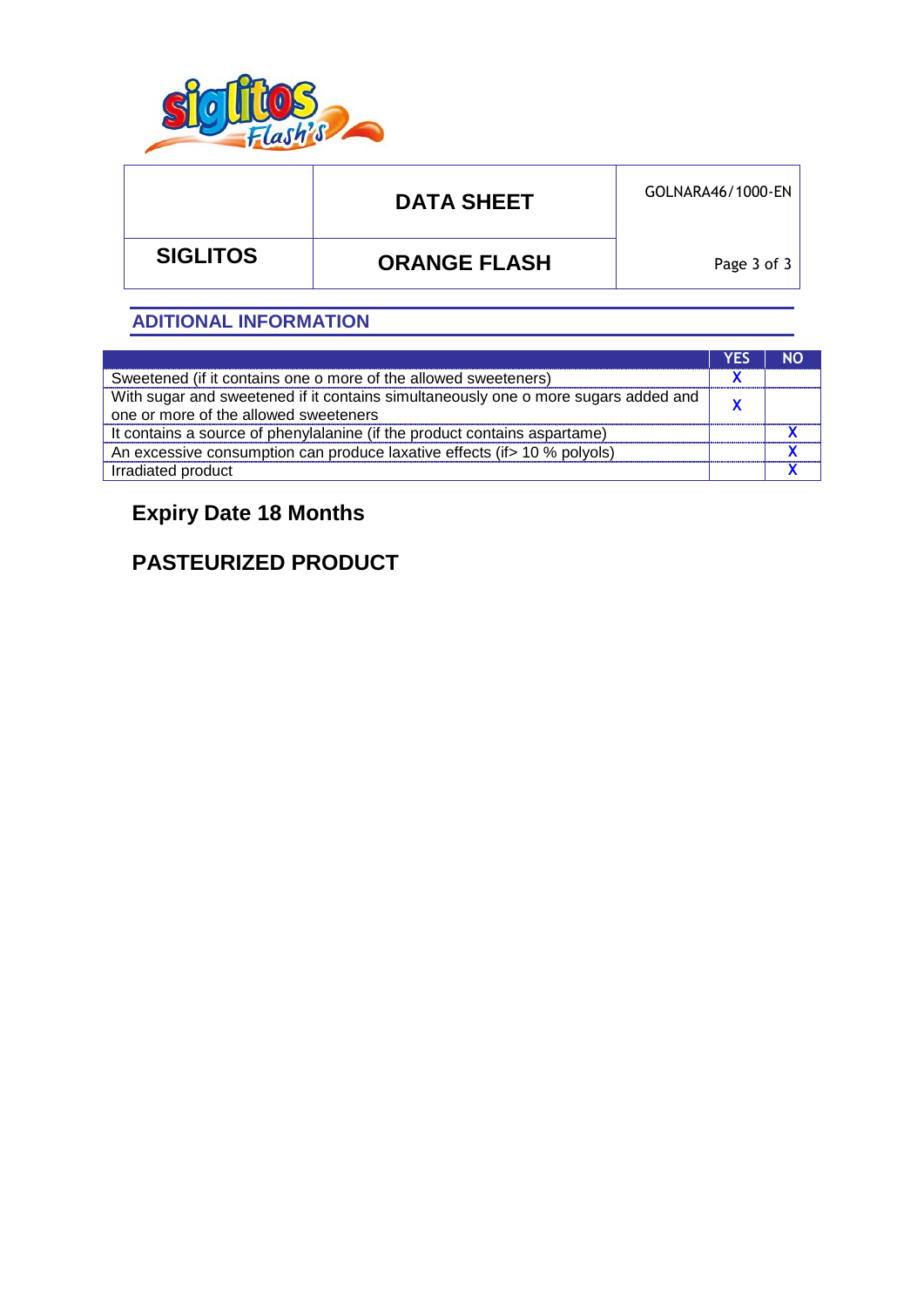| | DATA SHEET | GOLNARA46/1000-EN |
|---|---|---|
| SIGLITOS | ORANGE FLASH | |

## ADITIONAL INFORMATION

| | YES | NO |
|---|---|---|
| Sweetened (if it contains one o more of the allowed sweeteners) | X | |
| With sugar and sweetened if it contains simultaneously one o more sugars added and one or more of the allowed sweeteners | X | |
| It contains a source of phenylalanine (if the product contains aspartame) | | X |
| An excessive consumption can produce laxative effects (if> 10 % polyols) | | X |
| Irradiated product | | X |

**Expiry Date 18 Months**

**PASTEURIZED PRODUCT**